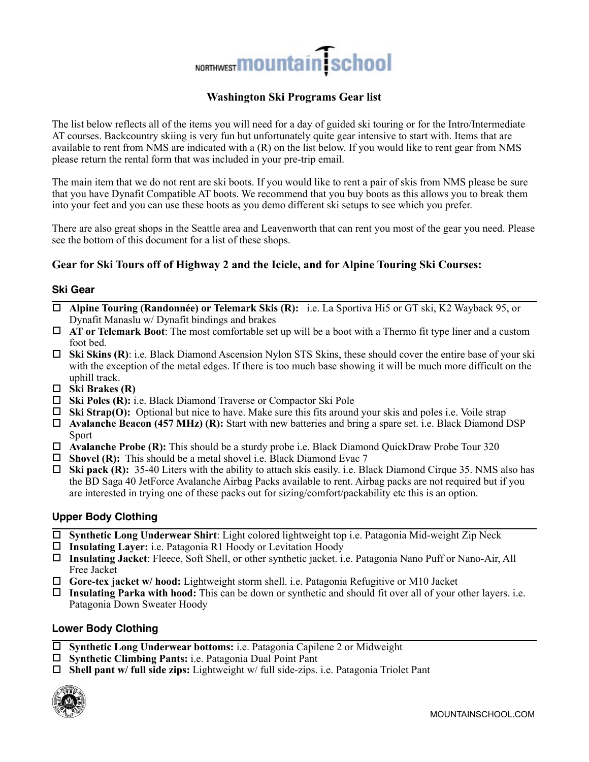NORTHWEST mountain school

# Washington Ski Programs Gear list

The list below reflects all of the items you will need for a day of guided ski touring or for the Intro/Intermediate AT courses. Backcountry skiing is very fun but unfortunately quite gear intensive to start with. Items that are available to rent from NMS are indicated with a (R) on the list below. If you would like to rent gear from NMS please return the rental form that was included in your pre-trip email.

The main item that we do not rent are ski boots. If you would like to rent a pair of skis from NMS please be sure that you have Dynafit Compatible AT boots. We recommend that you buy boots as this allows you to break them into your feet and you can use these boots as you demo different ski setups to see which you prefer.

There are also great shops in the Seattle area and Leavenworth that can rent you most of the gear you need. Please see the bottom of this document for a list of these shops.

## Gear for Ski Tours off of Highway 2 and the Icicle, and for Alpine Touring Ski Courses:

### Ski Gear

- ☐ **Alpine Touring (Randonnée) or Telemark Skis (R):** i.e. La Sportiva Hi5 or GT ski, K2 Wayback 95, or Dynafit Manaslu w/ Dynafit bindings and brakes
- ☐ **AT or Telemark Boot**: The most comfortable set up will be a boot with a Thermo fit type liner and a custom foot bed.
- ☐ **Ski Skins (R)**: i.e. Black Diamond Ascension Nylon STS Skins, these should cover the entire base of your ski with the exception of the metal edges. If there is too much base showing it will be much more difficult on the uphill track.
- ☐ **Ski Brakes (R)**
- ☐ **Ski Poles (R):** i.e. Black Diamond Traverse or Compactor Ski Pole
- ☐ **Ski Strap(O):** Optional but nice to have. Make sure this fits around your skis and poles i.e. Voile strap
- ☐ **Avalanche Beacon (457 MHz) (R):** Start with new batteries and bring a spare set. i.e. Black Diamond DSP Sport
- ☐ **Avalanche Probe (R):** This should be a sturdy probe i.e. Black Diamond QuickDraw Probe Tour 320
- ☐ **Shovel (R):** This should be a metal shovel i.e. Black Diamond Evac 7
- ☐ **Ski pack (R):** 35-40 Liters with the ability to attach skis easily. i.e. Black Diamond Cirque 35. NMS also has the BD Saga 40 JetForce Avalanche Airbag Packs available to rent. Airbag packs are not required but if you are interested in trying one of these packs out for sizing/comfort/packability etc this is an option.

### Upper Body Clothing

- ☐ **Synthetic Long Underwear Shirt**: Light colored lightweight top i.e. Patagonia Mid-weight Zip Neck
- ☐ **Insulating Layer:** i.e. Patagonia R1 Hoody or Levitation Hoody
- ☐ **Insulating Jacket**: Fleece, Soft Shell, or other synthetic jacket. i.e. Patagonia Nano Puff or Nano-Air, All Free Jacket
- ☐ **Gore-tex jacket w/ hood:** Lightweight storm shell. i.e. Patagonia Refugitive or M10 Jacket
- ☐ **Insulating Parka with hood:** This can be down or synthetic and should fit over all of your other layers. i.e. Patagonia Down Sweater Hoody

### Lower Body Clothing

- ☐ **Synthetic Long Underwear bottoms:** i.e. Patagonia Capilene 2 or Midweight
- ☐ **Synthetic Climbing Pants:** i.e. Patagonia Dual Point Pant
- ☐ **Shell pant w/ full side zips:** Lightweight w/ full side-zips. i.e. Patagonia Triolet Pant

MOUNTAINSCHOOL.COM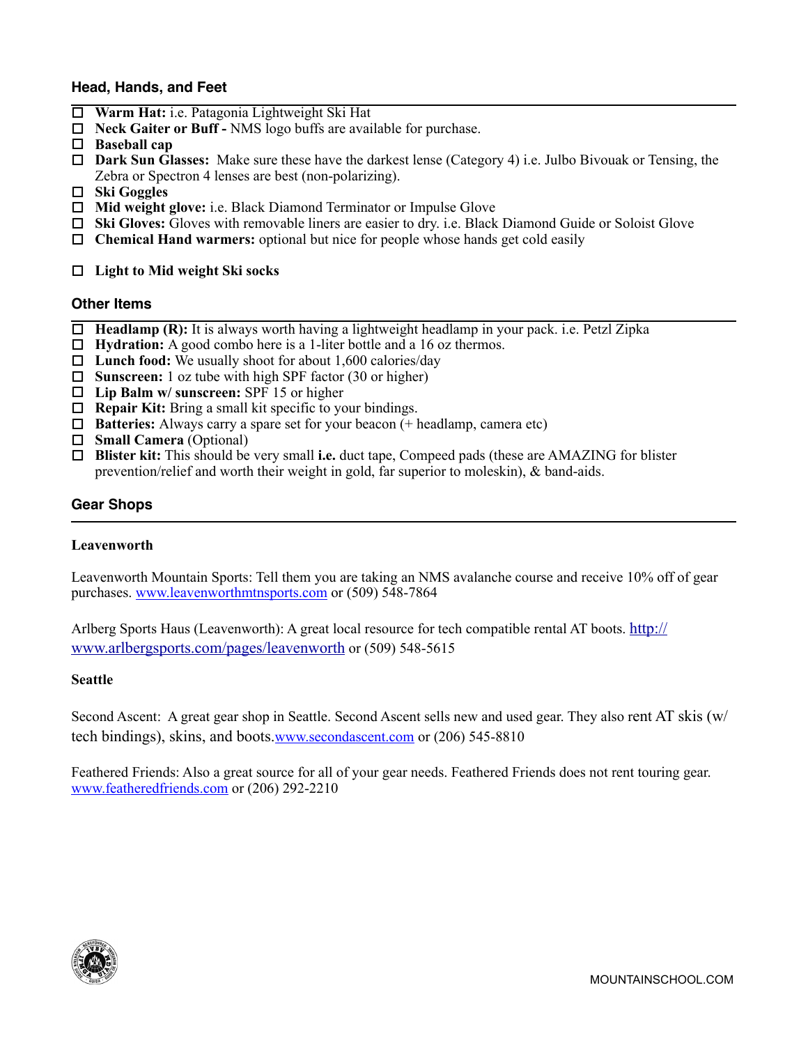## Head, Hands, and Feet

- ☐ **Warm Hat:** i.e. Patagonia Lightweight Ski Hat
- ☐ **Neck Gaiter or Buff -** NMS logo buffs are available for purchase.
- ☐ **Baseball cap**
- ☐ **Dark Sun Glasses:** Make sure these have the darkest lense (Category 4) i.e. Julbo Bivouak or Tensing, the Zebra or Spectron 4 lenses are best (non-polarizing).
- ☐ **Ski Goggles**
- ☐ **Mid weight glove:** i.e. Black Diamond Terminator or Impulse Glove
- ☐ **Ski Gloves:** Gloves with removable liners are easier to dry. i.e. Black Diamond Guide or Soloist Glove
- ☐ **Chemical Hand warmers:** optional but nice for people whose hands get cold easily

- ☐ **Light to Mid weight Ski socks**

## Other Items

- ☐ **Headlamp (R):** It is always worth having a lightweight headlamp in your pack. i.e. Petzl Zipka
- ☐ **Hydration:** A good combo here is a 1-liter bottle and a 16 oz thermos.
- ☐ **Lunch food:** We usually shoot for about 1,600 calories/day
- ☐ **Sunscreen:** 1 oz tube with high SPF factor (30 or higher)
- ☐ **Lip Balm w/ sunscreen:** SPF 15 or higher
- ☐ **Repair Kit:** Bring a small kit specific to your bindings.
- ☐ **Batteries:** Always carry a spare set for your beacon (+ headlamp, camera etc)
- ☐ **Small Camera** (Optional)
- ☐ **Blister kit:** This should be very small **i.e.** duct tape, Compeed pads (these are AMAZING for blister prevention/relief and worth their weight in gold, far superior to moleskin), & band-aids.

## Gear Shops

### Leavenworth

Leavenworth Mountain Sports: Tell them you are taking an NMS avalanche course and receive 10% off of gear purchases. www.leavenworthmtnsports.com or (509) 548-7864

Arlberg Sports Haus (Leavenworth): A great local resource for tech compatible rental AT boots. http://www.arlbergsports.com/pages/leavenworth or (509) 548-5615

### Seattle

Second Ascent: A great gear shop in Seattle. Second Ascent sells new and used gear. They also rent AT skis (w/ tech bindings), skins, and boots. www.secondascent.com or (206) 545-8810

Feathered Friends: Also a great source for all of your gear needs. Feathered Friends does not rent touring gear. www.featheredfriends.com or (206) 292-2210